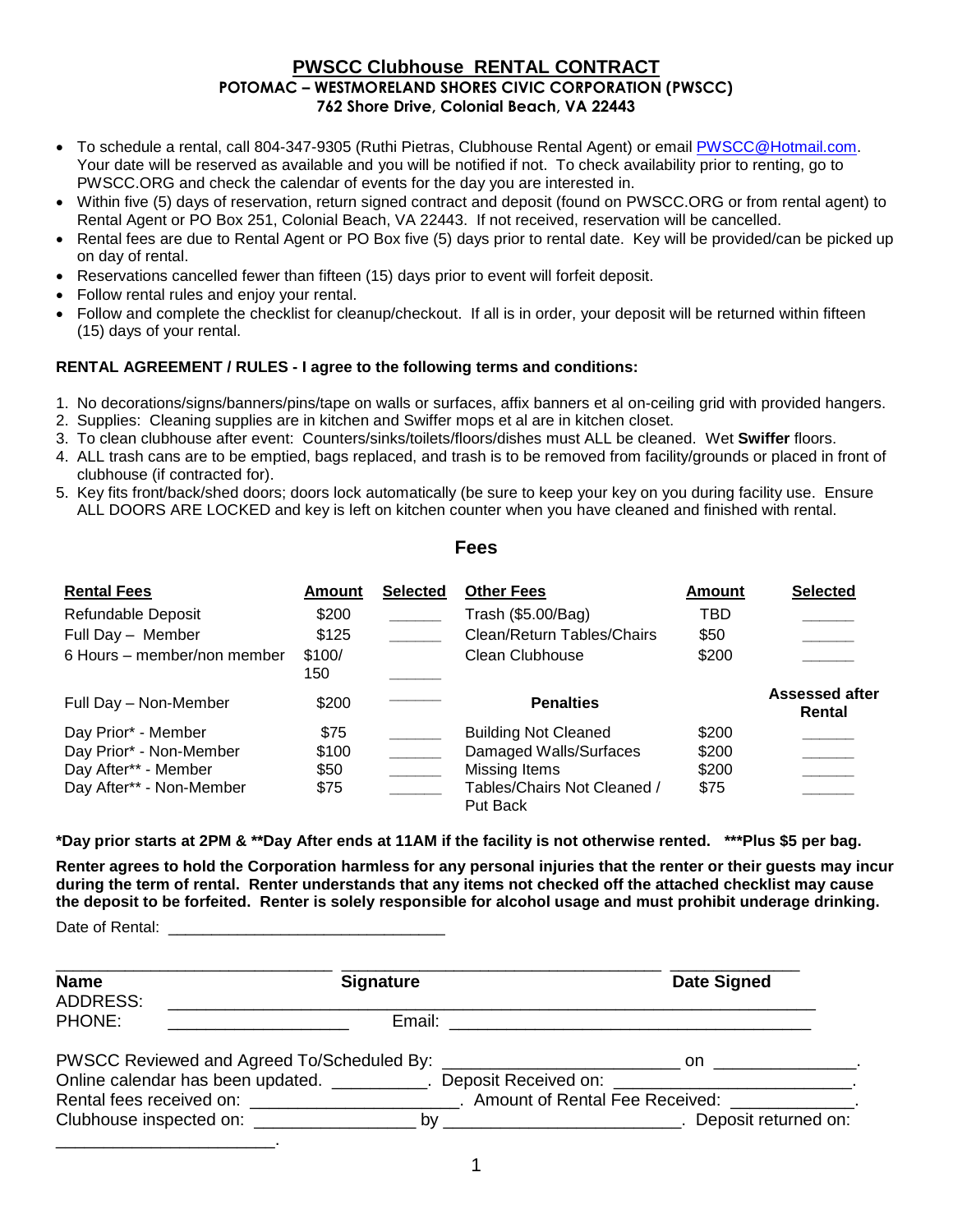# PWSCC Clubhouse RENTAL CONTRACT

**POTOMAC – WESTMORELAND SHORES CIVIC CORPORATION (PWSCC)**
**762 Shore Drive, Colonial Beach, VA 22443**

- To schedule a rental, call 804-347-9305 (Ruthi Pietras, Clubhouse Rental Agent) or email PWSCC@Hotmail.com. Your date will be reserved as available and you will be notified if not. To check availability prior to renting, go to PWSCC.ORG and check the calendar of events for the day you are interested in.
- Within five (5) days of reservation, return signed contract and deposit (found on PWSCC.ORG or from rental agent) to Rental Agent or PO Box 251, Colonial Beach, VA 22443. If not received, reservation will be cancelled.
- Rental fees are due to Rental Agent or PO Box five (5) days prior to rental date. Key will be provided/can be picked up on day of rental.
- Reservations cancelled fewer than fifteen (15) days prior to event will forfeit deposit.
- Follow rental rules and enjoy your rental.
- Follow and complete the checklist for cleanup/checkout. If all is in order, your deposit will be returned within fifteen (15) days of your rental.

**RENTAL AGREEMENT / RULES - I agree to the following terms and conditions:**

1. No decorations/signs/banners/pins/tape on walls or surfaces, affix banners et al on-ceiling grid with provided hangers.
2. Supplies: Cleaning supplies are in kitchen and Swiffer mops et al are in kitchen closet.
3. To clean clubhouse after event: Counters/sinks/toilets/floors/dishes must ALL be cleaned. Wet **Swiffer** floors.
4. ALL trash cans are to be emptied, bags replaced, and trash is to be removed from facility/grounds or placed in front of clubhouse (if contracted for).
5. Key fits front/back/shed doors; doors lock automatically (be sure to keep your key on you during facility use. Ensure ALL DOORS ARE LOCKED and key is left on kitchen counter when you have cleaned and finished with rental.

## Fees

| Rental Fees | Amount | Selected | Other Fees | Amount | Selected |
|---|---|---|---|---|---|
| Refundable Deposit | $200 | ______ | Trash ($5.00/Bag) | TBD | ______ |
| Full Day – Member | $125 | ______ | Clean/Return Tables/Chairs | $50 | ______ |
| 6 Hours – member/non member | $100/ 150 | ______ | Clean Clubhouse | $200 | ______ |
| Full Day – Non-Member | $200 | ______ | **Penalties** | | **Assessed after Rental** |
| Day Prior* - Member | $75 | ______ | Building Not Cleaned | $200 | ______ |
| Day Prior* - Non-Member | $100 | ______ | Damaged Walls/Surfaces | $200 | ______ |
| Day After** - Member | $50 | ______ | Missing Items | $200 | ______ |
| Day After** - Non-Member | $75 | ______ | Tables/Chairs Not Cleaned / Put Back | $75 | ______ |

**\*Day prior starts at 2PM & \*\*Day After ends at 11AM if the facility is not otherwise rented. \*\*\*Plus $5 per bag.**

**Renter agrees to hold the Corporation harmless for any personal injuries that the renter or their guests may incur during the term of rental. Renter understands that any items not checked off the attached checklist may cause the deposit to be forfeited. Renter is solely responsible for alcohol usage and must prohibit underage drinking.**

Date of Rental: ______________________________

______________________________ ______________________________ ______________

**Name** **Signature** **Date Signed**

ADDRESS: ____________________________________________________________

PHONE: ____________________ Email: ____________________________________

PWSCC Reviewed and Agreed To/Scheduled By: ________________________ on _______________.

Online calendar has been updated. __________. Deposit Received on: _________________________.

Rental fees received on: _____________________. Amount of Rental Fee Received: _____________.

Clubhouse inspected on: _________________ by ________________________. Deposit returned on: _______________________.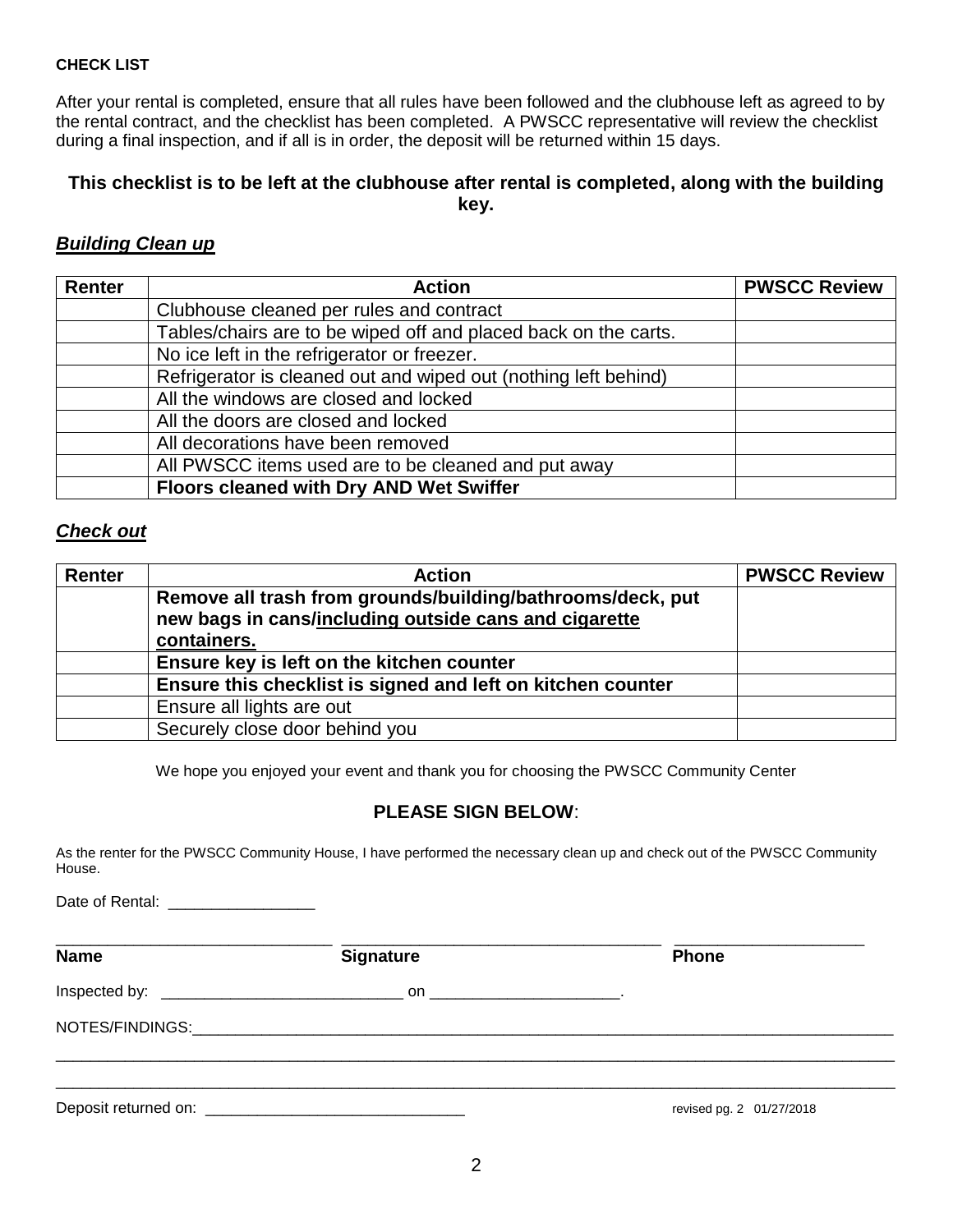**CHECK LIST**

After your rental is completed, ensure that all rules have been followed and the clubhouse left as agreed to by the rental contract, and the checklist has been completed. A PWSCC representative will review the checklist during a final inspection, and if all is in order, the deposit will be returned within 15 days.

**This checklist is to be left at the clubhouse after rental is completed, along with the building key.**

## ***Building Clean up***

| Renter | Action | PWSCC Review |
|---|---|---|
| | Clubhouse cleaned per rules and contract | |
| | Tables/chairs are to be wiped off and placed back on the carts. | |
| | No ice left in the refrigerator or freezer. | |
| | Refrigerator is cleaned out and wiped out (nothing left behind) | |
| | All the windows are closed and locked | |
| | All the doors are closed and locked | |
| | All decorations have been removed | |
| | All PWSCC items used are to be cleaned and put away | |
| | **Floors cleaned with Dry AND Wet Swiffer** | |

## ***Check out***

| Renter | Action | PWSCC Review |
|---|---|---|
| | **Remove all trash from grounds/building/bathrooms/deck, put new bags in cans/including outside cans and cigarette containers.** | |
| | **Ensure key is left on the kitchen counter** | |
| | **Ensure this checklist is signed and left on kitchen counter** | |
| | Ensure all lights are out | |
| | Securely close door behind you | |

We hope you enjoyed your event and thank you for choosing the PWSCC Community Center

## **PLEASE SIGN BELOW**:

As the renter for the PWSCC Community House, I have performed the necessary clean up and check out of the PWSCC Community House.

Date of Rental: _________________

_________________________________ _____________________________________ ______________________

**Name** **Signature** **Phone**

Inspected by: ____________________________ on ______________________.

NOTES/FINDINGS:_____________________________________________________________________________________

_____________________________________________________________________________________________________

_____________________________________________________________________________________________________

Deposit returned on: ______________________________

revised pg. 2 01/27/2018